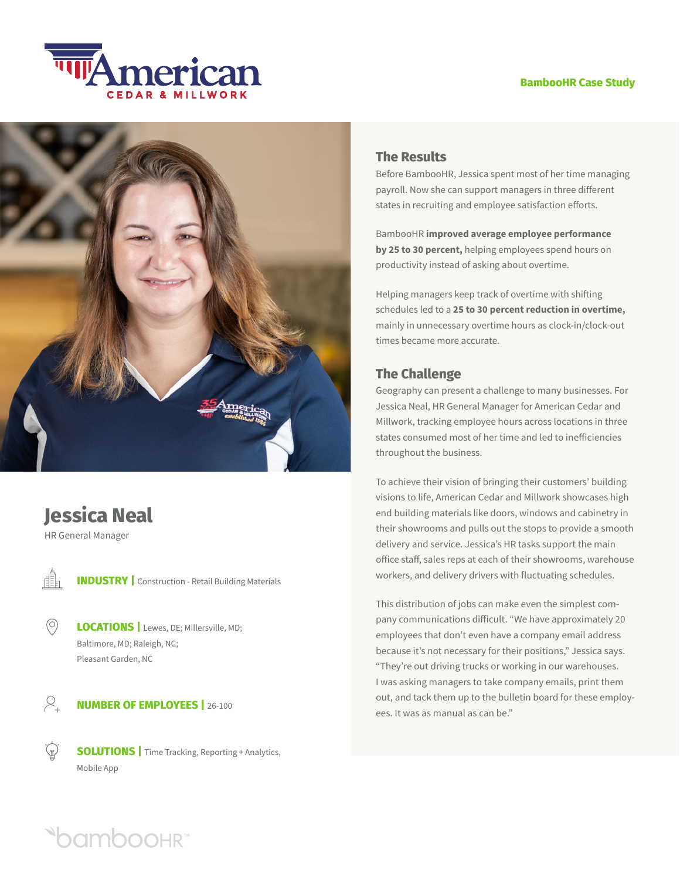American CEDAR & MILLWORK

**BambooHR Case Study**

## Jessica Neal

HR General Manager

**INDUSTRY |** Construction - Retail Building Materials

**LOCATIONS |** Lewes, DE; Millersville, MD; Baltimore, MD; Raleigh, NC; Pleasant Garden, NC

**NUMBER OF EMPLOYEES |** 26-100

**SOLUTIONS |** Time Tracking, Reporting + Analytics, Mobile App

## The Results

Before BambooHR, Jessica spent most of her time managing payroll. Now she can support managers in three different states in recruiting and employee satisfaction efforts.

BambooHR **improved average employee performance by 25 to 30 percent,** helping employees spend hours on productivity instead of asking about overtime.

Helping managers keep track of overtime with shifting schedules led to a **25 to 30 percent reduction in overtime,** mainly in unnecessary overtime hours as clock-in/clock-out times became more accurate.

## The Challenge

Geography can present a challenge to many businesses. For Jessica Neal, HR General Manager for American Cedar and Millwork, tracking employee hours across locations in three states consumed most of her time and led to inefficiencies throughout the business.

To achieve their vision of bringing their customers' building visions to life, American Cedar and Millwork showcases high end building materials like doors, windows and cabinetry in their showrooms and pulls out the stops to provide a smooth delivery and service. Jessica's HR tasks support the main office staff, sales reps at each of their showrooms, warehouse workers, and delivery drivers with fluctuating schedules.

This distribution of jobs can make even the simplest company communications difficult. "We have approximately 20 employees that don't even have a company email address because it's not necessary for their positions," Jessica says. "They're out driving trucks or working in our warehouses. I was asking managers to take company emails, print them out, and tack them up to the bulletin board for these employees. It was as manual as can be."

bambooHR™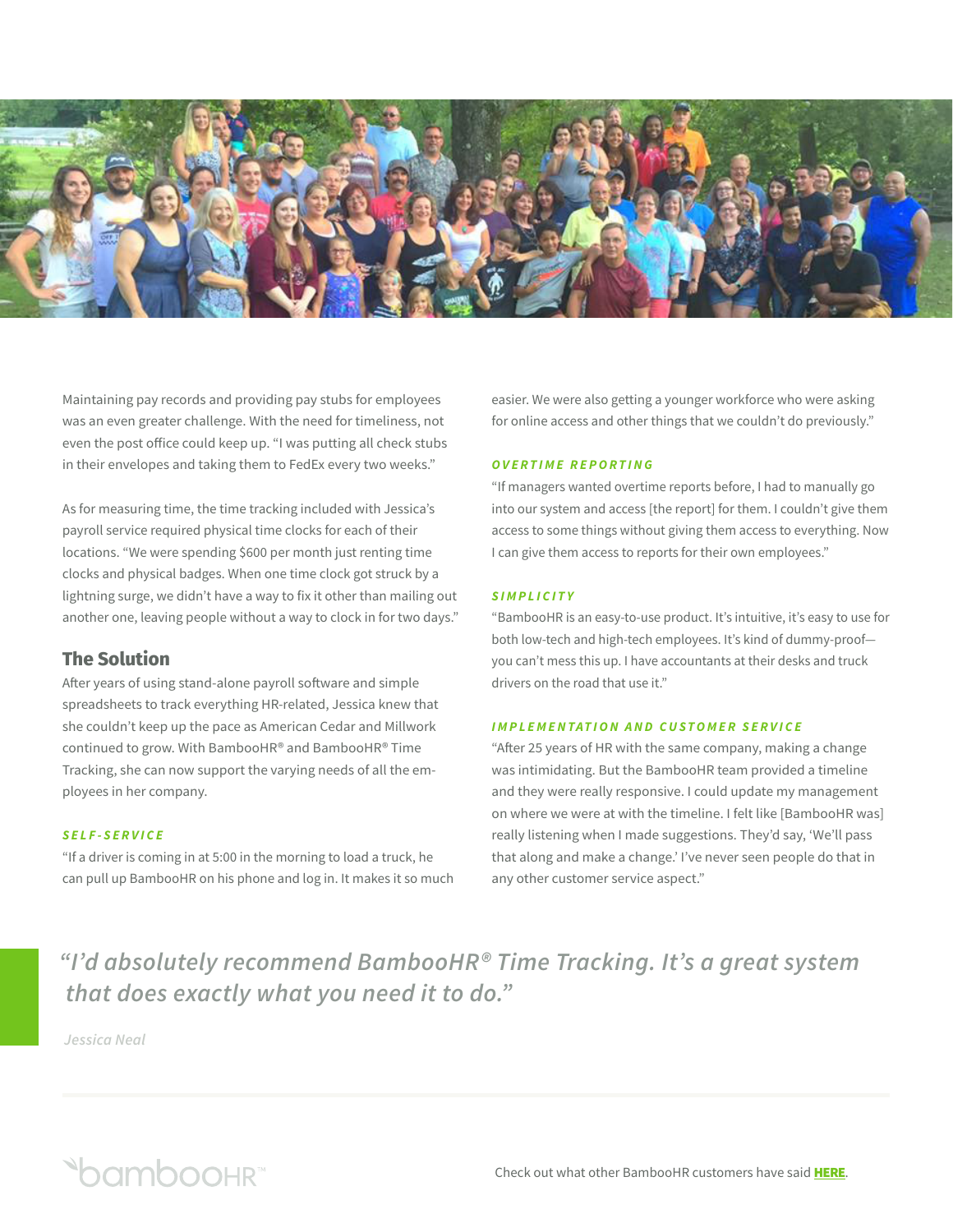Maintaining pay records and providing pay stubs for employees was an even greater challenge. With the need for timeliness, not even the post office could keep up. "I was putting all check stubs in their envelopes and taking them to FedEx every two weeks."

As for measuring time, the time tracking included with Jessica's payroll service required physical time clocks for each of their locations. "We were spending $600 per month just renting time clocks and physical badges. When one time clock got struck by a lightning surge, we didn't have a way to fix it other than mailing out another one, leaving people without a way to clock in for two days."

## The Solution

After years of using stand-alone payroll software and simple spreadsheets to track everything HR-related, Jessica knew that she couldn't keep up the pace as American Cedar and Millwork continued to grow. With BambooHR® and BambooHR® Time Tracking, she can now support the varying needs of all the employees in her company.

### SELF-SERVICE

"If a driver is coming in at 5:00 in the morning to load a truck, he can pull up BambooHR on his phone and log in. It makes it so much easier. We were also getting a younger workforce who were asking for online access and other things that we couldn't do previously."

### OVERTIME REPORTING

"If managers wanted overtime reports before, I had to manually go into our system and access [the report] for them. I couldn't give them access to some things without giving them access to everything. Now I can give them access to reports for their own employees."

### SIMPLICITY

"BambooHR is an easy-to-use product. It's intuitive, it's easy to use for both low-tech and high-tech employees. It's kind of dummy-proof—you can't mess this up. I have accountants at their desks and truck drivers on the road that use it."

### IMPLEMENTATION AND CUSTOMER SERVICE

"After 25 years of HR with the same company, making a change was intimidating. But the BambooHR team provided a timeline and they were really responsive. I could update my management on where we were at with the timeline. I felt like [BambooHR was] really listening when I made suggestions. They'd say, 'We'll pass that along and make a change.' I've never seen people do that in any other customer service aspect."

> *"I'd absolutely recommend BambooHR® Time Tracking. It's a great system that does exactly what you need it to do."*
>
> *Jessica Neal*

bambooHR™

Check out what other BambooHR customers have said **HERE**.